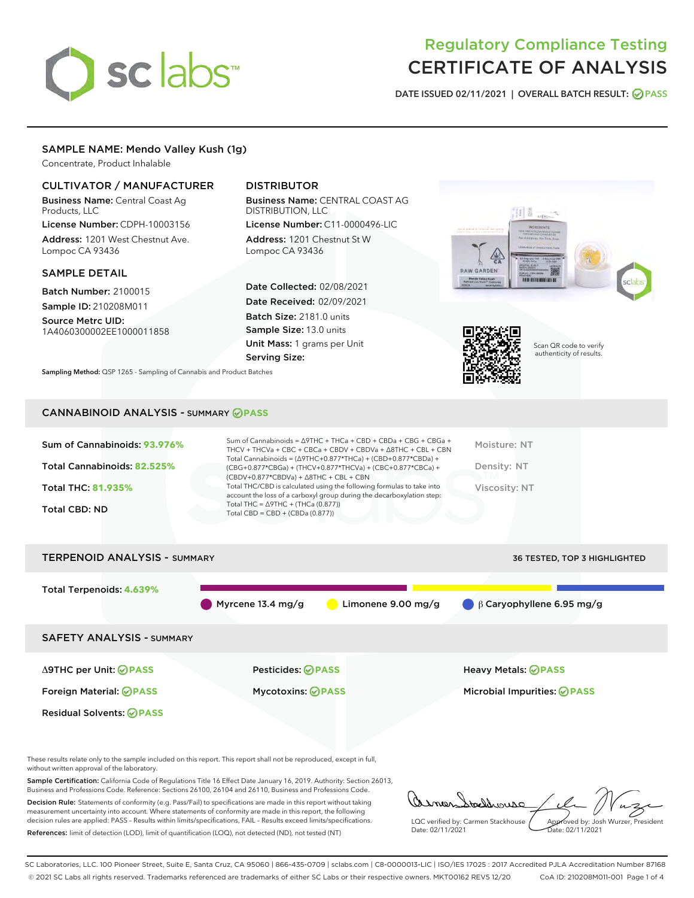# Regulatory Compliance Testing
# CERTIFICATE OF ANALYSIS

DATE ISSUED 02/11/2021 | OVERALL BATCH RESULT: PASS

## SAMPLE NAME: Mendo Valley Kush (1g)

Concentrate, Product Inhalable

### CULTIVATOR / MANUFACTURER

**Business Name:** Central Coast Ag Products, LLC

**License Number:** CDPH-10003156

**Address:** 1201 West Chestnut Ave. Lompoc CA 93436

### DISTRIBUTOR

**Business Name:** CENTRAL COAST AG DISTRIBUTION, LLC

**License Number:** C11-0000496-LIC

**Address:** 1201 Chestnut St W Lompoc CA 93436

### SAMPLE DETAIL

**Batch Number:** 2100015

**Sample ID:** 210208M011

**Source Metrc UID:** 1A4060300002EE1000011858

**Date Collected:** 02/08/2021

**Date Received:** 02/09/2021

**Batch Size:** 2181.0 units

**Sample Size:** 13.0 units

**Unit Mass:** 1 grams per Unit

**Serving Size:**

Scan QR code to verify authenticity of results.

**Sampling Method:** QSP 1265 - Sampling of Cannabis and Product Batches

## CANNABINOID ANALYSIS - SUMMARY PASS

**Sum of Cannabinoids:** 93.976%

**Total Cannabinoids:** 82.525%

**Total THC:** 81.935%

**Total CBD:** ND

Sum of Cannabinoids = Δ9THC + THCa + CBD + CBDa + CBG + CBGa + THCV + THCVa + CBC + CBCa + CBDV + CBDVa + Δ8THC + CBL + CBN

Total Cannabinoids = (Δ9THC+0.877*THCa) + (CBD+0.877*CBDa) + (CBG+0.877*CBGa) + (THCV+0.877*THCVa) + (CBC+0.877*CBCa) + (CBDV+0.877*CBDVa) + Δ8THC + CBL + CBN

Total THC/CBD is calculated using the following formulas to take into account the loss of a carboxyl group during the decarboxylation step:
Total THC = Δ9THC + (THCa (0.877))
Total CBD = CBD + (CBDa (0.877))

Moisture: NT

Density: NT

Viscosity: NT

## TERPENOID ANALYSIS - SUMMARY

36 TESTED, TOP 3 HIGHLIGHTED

**Total Terpenoids:** 4.639%

Myrcene 13.4 mg/g | Limonene 9.00 mg/g | β Caryophyllene 6.95 mg/g

## SAFETY ANALYSIS - SUMMARY

Δ9THC per Unit: PASS

Foreign Material: PASS

Residual Solvents: PASS

Pesticides: PASS

Mycotoxins: PASS

Heavy Metals: PASS

Microbial Impurities: PASS

These results relate only to the sample included on this report. This report shall not be reproduced, except in full, without written approval of the laboratory.

**Sample Certification:** California Code of Regulations Title 16 Effect Date January 16, 2019. Authority: Section 26013, Business and Professions Code. Reference: Sections 26100, 26104 and 26110, Business and Professions Code.

**Decision Rule:** Statements of conformity (e.g. Pass/Fail) to specifications are made in this report without taking measurement uncertainty into account. Where statements of conformity are made in this report, the following decision rules are applied: PASS – Results within limits/specifications, FAIL – Results exceed limits/specifications.

**References:** limit of detection (LOD), limit of quantification (LOQ), not detected (ND), not tested (NT)

LQC verified by: Carmen Stackhouse
Date: 02/11/2021

Approved by: Josh Wurzer, President
Date: 02/11/2021

SC Laboratories, LLC. 100 Pioneer Street, Suite E, Santa Cruz, CA 95060 | 866-435-0709 | sclabs.com | C8-0000013-LIC | ISO/IES 17025 : 2017 Accredited PJLA Accreditation Number 87168
© 2021 SC Labs all rights reserved. Trademarks referenced are trademarks of either SC Labs or their respective owners. MKT00162 REV5 12/20 CoA ID: 210208M011-001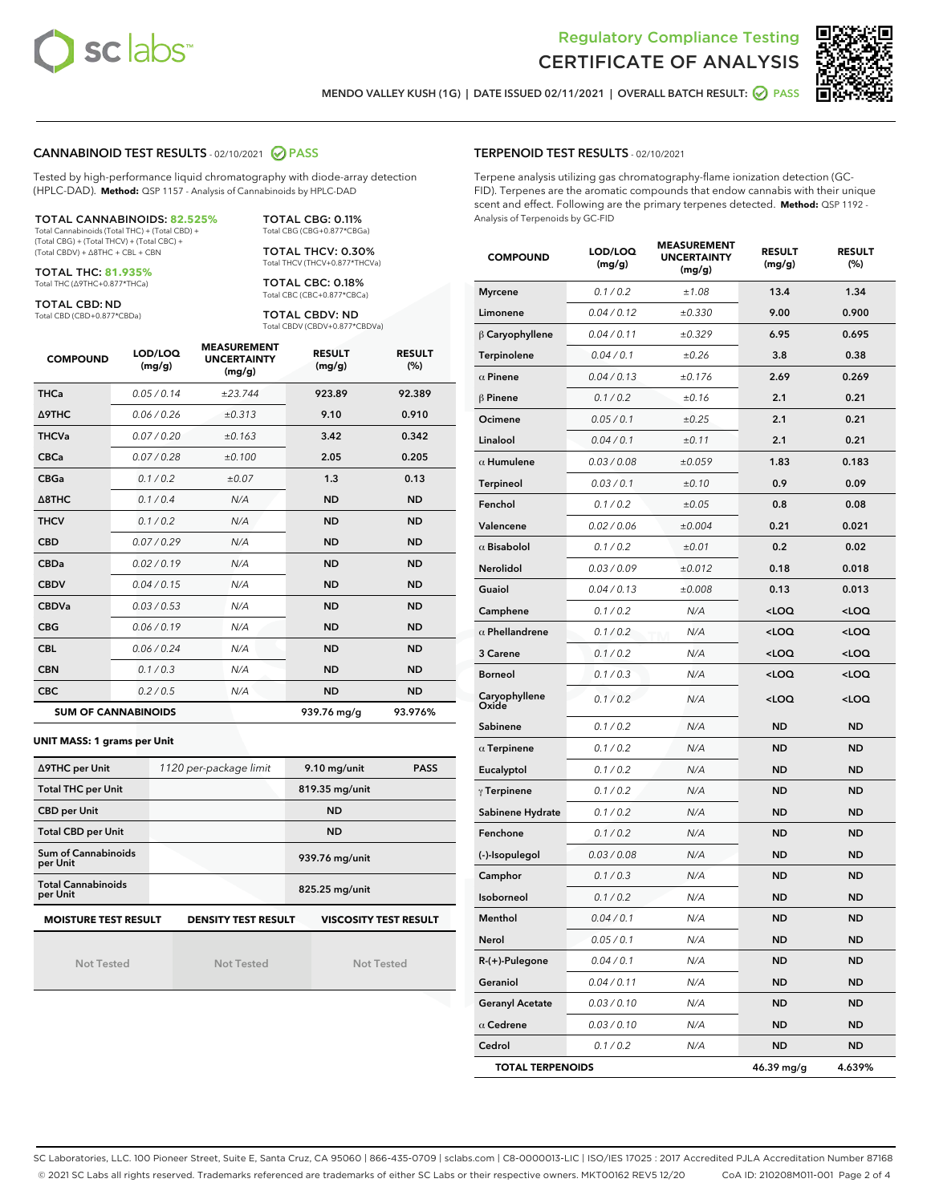MENDO VALLEY KUSH (1G) | DATE ISSUED 02/11/2021 | OVERALL BATCH RESULT: PASS

## CANNABINOID TEST RESULTS - 02/10/2021 PASS

Tested by high-performance liquid chromatography with diode-array detection (HPLC-DAD). **Method:** QSP 1157 - Analysis of Cannabinoids by HPLC-DAD

**TOTAL CANNABINOIDS: 82.525%**
Total Cannabinoids (Total THC) + (Total CBD) + (Total CBG) + (Total THCV) + (Total CBC) + (Total CBDV) + Δ8THC + CBL + CBN

**TOTAL THC: 81.935%**
Total THC (Δ9THC+0.877*THCa)

**TOTAL CBD: ND**
Total CBD (CBD+0.877*CBDa)

**TOTAL CBG: 0.11%**
Total CBG (CBG+0.877*CBGa)

**TOTAL THCV: 0.30%**
Total THCV (THCV+0.877*THCVa)

**TOTAL CBC: 0.18%**
Total CBC (CBC+0.877*CBCa)

**TOTAL CBDV: ND**
Total CBDV (CBDV+0.877*CBDVa)

| COMPOUND | LOD/LOQ (mg/g) | MEASUREMENT UNCERTAINTY (mg/g) | RESULT (mg/g) | RESULT (%) |
|---|---|---|---|---|
| THCa | 0.05 / 0.14 | ±23.744 | 923.89 | 92.389 |
| Δ9THC | 0.06 / 0.26 | ±0.313 | 9.10 | 0.910 |
| THCVa | 0.07 / 0.20 | ±0.163 | 3.42 | 0.342 |
| CBCa | 0.07 / 0.28 | ±0.100 | 2.05 | 0.205 |
| CBGa | 0.1 / 0.2 | ±0.07 | 1.3 | 0.13 |
| Δ8THC | 0.1 / 0.4 | N/A | ND | ND |
| THCV | 0.1 / 0.2 | N/A | ND | ND |
| CBD | 0.07 / 0.29 | N/A | ND | ND |
| CBDa | 0.02 / 0.19 | N/A | ND | ND |
| CBDV | 0.04 / 0.15 | N/A | ND | ND |
| CBDVa | 0.03 / 0.53 | N/A | ND | ND |
| CBG | 0.06 / 0.19 | N/A | ND | ND |
| CBL | 0.06 / 0.24 | N/A | ND | ND |
| CBN | 0.1 / 0.3 | N/A | ND | ND |
| CBC | 0.2 / 0.5 | N/A | ND | ND |
| **SUM OF CANNABINOIDS** | | | **939.76 mg/g** | **93.976%** |

**UNIT MASS: 1 grams per Unit**

| | | | |
|---|---|---|---|
| Δ9THC per Unit | 1120 per-package limit | 9.10 mg/unit | PASS |
| Total THC per Unit | | 819.35 mg/unit | |
| CBD per Unit | | ND | |
| Total CBD per Unit | | ND | |
| Sum of Cannabinoids per Unit | | 939.76 mg/unit | |
| Total Cannabinoids per Unit | | 825.25 mg/unit | |

| MOISTURE TEST RESULT | DENSITY TEST RESULT | VISCOSITY TEST RESULT |
|---|---|---|
| Not Tested | Not Tested | Not Tested |

## TERPENOID TEST RESULTS - 02/10/2021

Terpene analysis utilizing gas chromatography-flame ionization detection (GC-FID). Terpenes are the aromatic compounds that endow cannabis with their unique scent and effect. Following are the primary terpenes detected. **Method:** QSP 1192 - Analysis of Terpenoids by GC-FID

| COMPOUND | LOD/LOQ (mg/g) | MEASUREMENT UNCERTAINTY (mg/g) | RESULT (mg/g) | RESULT (%) |
|---|---|---|---|---|
| Myrcene | 0.1 / 0.2 | ±1.08 | 13.4 | 1.34 |
| Limonene | 0.04 / 0.12 | ±0.330 | 9.00 | 0.900 |
| β Caryophyllene | 0.04 / 0.11 | ±0.329 | 6.95 | 0.695 |
| Terpinolene | 0.04 / 0.1 | ±0.26 | 3.8 | 0.38 |
| α Pinene | 0.04 / 0.13 | ±0.176 | 2.69 | 0.269 |
| β Pinene | 0.1 / 0.2 | ±0.16 | 2.1 | 0.21 |
| Ocimene | 0.05 / 0.1 | ±0.25 | 2.1 | 0.21 |
| Linalool | 0.04 / 0.1 | ±0.11 | 2.1 | 0.21 |
| α Humulene | 0.03 / 0.08 | ±0.059 | 1.83 | 0.183 |
| Terpineol | 0.03 / 0.1 | ±0.10 | 0.9 | 0.09 |
| Fenchol | 0.1 / 0.2 | ±0.05 | 0.8 | 0.08 |
| Valencene | 0.02 / 0.06 | ±0.004 | 0.21 | 0.021 |
| α Bisabolol | 0.1 / 0.2 | ±0.01 | 0.2 | 0.02 |
| Nerolidol | 0.03 / 0.09 | ±0.012 | 0.18 | 0.018 |
| Guaiol | 0.04 / 0.13 | ±0.008 | 0.13 | 0.013 |
| Camphene | 0.1 / 0.2 | N/A | <LOQ | <LOQ |
| α Phellandrene | 0.1 / 0.2 | N/A | <LOQ | <LOQ |
| 3 Carene | 0.1 / 0.2 | N/A | <LOQ | <LOQ |
| Borneol | 0.1 / 0.3 | N/A | <LOQ | <LOQ |
| Caryophyllene Oxide | 0.1 / 0.2 | N/A | <LOQ | <LOQ |
| Sabinene | 0.1 / 0.2 | N/A | ND | ND |
| α Terpinene | 0.1 / 0.2 | N/A | ND | ND |
| Eucalyptol | 0.1 / 0.2 | N/A | ND | ND |
| γ Terpinene | 0.1 / 0.2 | N/A | ND | ND |
| Sabinene Hydrate | 0.1 / 0.2 | N/A | ND | ND |
| Fenchone | 0.1 / 0.2 | N/A | ND | ND |
| (-)-Isopulegol | 0.03 / 0.08 | N/A | ND | ND |
| Camphor | 0.1 / 0.3 | N/A | ND | ND |
| Isoborneol | 0.1 / 0.2 | N/A | ND | ND |
| Menthol | 0.04 / 0.1 | N/A | ND | ND |
| Nerol | 0.05 / 0.1 | N/A | ND | ND |
| R-(+)-Pulegone | 0.04 / 0.1 | N/A | ND | ND |
| Geraniol | 0.04 / 0.11 | N/A | ND | ND |
| Geranyl Acetate | 0.03 / 0.10 | N/A | ND | ND |
| α Cedrene | 0.03 / 0.10 | N/A | ND | ND |
| Cedrol | 0.1 / 0.2 | N/A | ND | ND |
| **TOTAL TERPENOIDS** | | | **46.39 mg/g** | **4.639%** |

SC Laboratories, LLC. 100 Pioneer Street, Suite E, Santa Cruz, CA 95060 | 866-435-0709 | sclabs.com | C8-0000013-LIC | ISO/IES 17025 : 2017 Accredited PJLA Accreditation Number 87168
© 2021 SC Labs all rights reserved. Trademarks referenced are trademarks of either SC Labs or their respective owners. MKT00162 REV5 12/20 CoA ID: 210208M011-001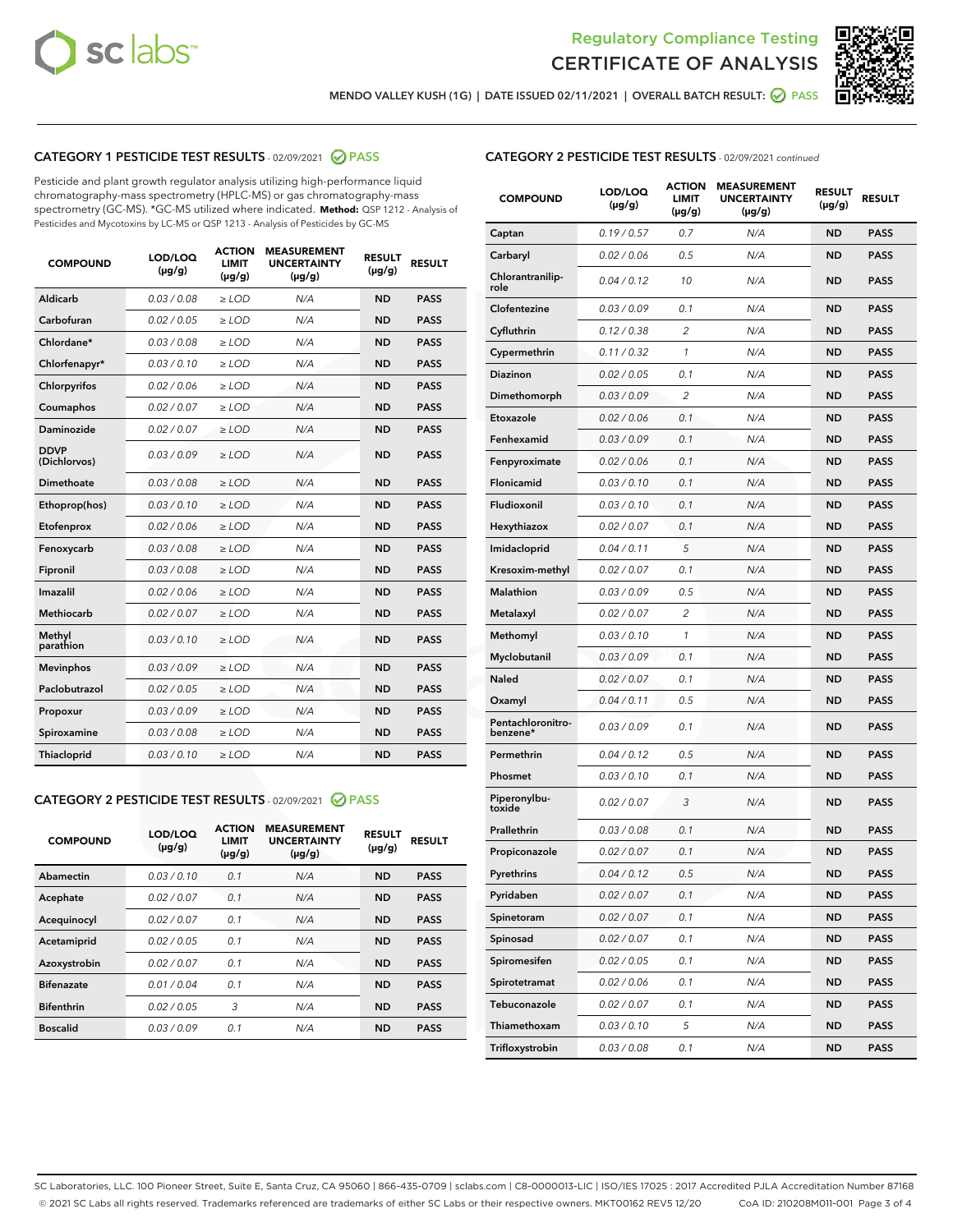MENDO VALLEY KUSH (1G) | DATE ISSUED 02/11/2021 | OVERALL BATCH RESULT: PASS

## CATEGORY 1 PESTICIDE TEST RESULTS - 02/09/2021 PASS

Pesticide and plant growth regulator analysis utilizing high-performance liquid chromatography-mass spectrometry (HPLC-MS) or gas chromatography-mass spectrometry (GC-MS). *GC-MS utilized where indicated. **Method:** QSP 1212 - Analysis of Pesticides and Mycotoxins by LC-MS or QSP 1213 - Analysis of Pesticides by GC-MS

| COMPOUND | LOD/LOQ (µg/g) | ACTION LIMIT (µg/g) | MEASUREMENT UNCERTAINTY (µg/g) | RESULT (µg/g) | RESULT |
|---|---|---|---|---|---|
| Aldicarb | 0.03 / 0.08 | ≥ LOD | N/A | ND | PASS |
| Carbofuran | 0.02 / 0.05 | ≥ LOD | N/A | ND | PASS |
| Chlordane* | 0.03 / 0.08 | ≥ LOD | N/A | ND | PASS |
| Chlorfenapyr* | 0.03 / 0.10 | ≥ LOD | N/A | ND | PASS |
| Chlorpyrifos | 0.02 / 0.06 | ≥ LOD | N/A | ND | PASS |
| Coumaphos | 0.02 / 0.07 | ≥ LOD | N/A | ND | PASS |
| Daminozide | 0.02 / 0.07 | ≥ LOD | N/A | ND | PASS |
| DDVP (Dichlorvos) | 0.03 / 0.09 | ≥ LOD | N/A | ND | PASS |
| Dimethoate | 0.03 / 0.08 | ≥ LOD | N/A | ND | PASS |
| Ethoprop(hos) | 0.03 / 0.10 | ≥ LOD | N/A | ND | PASS |
| Etofenprox | 0.02 / 0.06 | ≥ LOD | N/A | ND | PASS |
| Fenoxycarb | 0.03 / 0.08 | ≥ LOD | N/A | ND | PASS |
| Fipronil | 0.03 / 0.08 | ≥ LOD | N/A | ND | PASS |
| Imazalil | 0.02 / 0.06 | ≥ LOD | N/A | ND | PASS |
| Methiocarb | 0.02 / 0.07 | ≥ LOD | N/A | ND | PASS |
| Methyl parathion | 0.03 / 0.10 | ≥ LOD | N/A | ND | PASS |
| Mevinphos | 0.03 / 0.09 | ≥ LOD | N/A | ND | PASS |
| Paclobutrazol | 0.02 / 0.05 | ≥ LOD | N/A | ND | PASS |
| Propoxur | 0.03 / 0.09 | ≥ LOD | N/A | ND | PASS |
| Spiroxamine | 0.03 / 0.08 | ≥ LOD | N/A | ND | PASS |
| Thiacloprid | 0.03 / 0.10 | ≥ LOD | N/A | ND | PASS |

## CATEGORY 2 PESTICIDE TEST RESULTS - 02/09/2021 PASS

| COMPOUND | LOD/LOQ (µg/g) | ACTION LIMIT (µg/g) | MEASUREMENT UNCERTAINTY (µg/g) | RESULT (µg/g) | RESULT |
|---|---|---|---|---|---|
| Abamectin | 0.03 / 0.10 | 0.1 | N/A | ND | PASS |
| Acephate | 0.02 / 0.07 | 0.1 | N/A | ND | PASS |
| Acequinocyl | 0.02 / 0.07 | 0.1 | N/A | ND | PASS |
| Acetamiprid | 0.02 / 0.05 | 0.1 | N/A | ND | PASS |
| Azoxystrobin | 0.02 / 0.07 | 0.1 | N/A | ND | PASS |
| Bifenazate | 0.01 / 0.04 | 0.1 | N/A | ND | PASS |
| Bifenthrin | 0.02 / 0.05 | 3 | N/A | ND | PASS |
| Boscalid | 0.03 / 0.09 | 0.1 | N/A | ND | PASS |
| Captan | 0.19 / 0.57 | 0.7 | N/A | ND | PASS |
| Carbaryl | 0.02 / 0.06 | 0.5 | N/A | ND | PASS |
| Chlorantraniliprole | 0.04 / 0.12 | 10 | N/A | ND | PASS |
| Clofentezine | 0.03 / 0.09 | 0.1 | N/A | ND | PASS |
| Cyfluthrin | 0.12 / 0.38 | 2 | N/A | ND | PASS |
| Cypermethrin | 0.11 / 0.32 | 1 | N/A | ND | PASS |
| Diazinon | 0.02 / 0.05 | 0.1 | N/A | ND | PASS |
| Dimethomorph | 0.03 / 0.09 | 2 | N/A | ND | PASS |
| Etoxazole | 0.02 / 0.06 | 0.1 | N/A | ND | PASS |
| Fenhexamid | 0.03 / 0.09 | 0.1 | N/A | ND | PASS |
| Fenpyroximate | 0.02 / 0.06 | 0.1 | N/A | ND | PASS |
| Flonicamid | 0.03 / 0.10 | 0.1 | N/A | ND | PASS |
| Fludioxonil | 0.03 / 0.10 | 0.1 | N/A | ND | PASS |
| Hexythiazox | 0.02 / 0.07 | 0.1 | N/A | ND | PASS |
| Imidacloprid | 0.04 / 0.11 | 5 | N/A | ND | PASS |
| Kresoxim-methyl | 0.02 / 0.07 | 0.1 | N/A | ND | PASS |
| Malathion | 0.03 / 0.09 | 0.5 | N/A | ND | PASS |
| Metalaxyl | 0.02 / 0.07 | 2 | N/A | ND | PASS |
| Methomyl | 0.03 / 0.10 | 1 | N/A | ND | PASS |
| Myclobutanil | 0.03 / 0.09 | 0.1 | N/A | ND | PASS |
| Naled | 0.02 / 0.07 | 0.1 | N/A | ND | PASS |
| Oxamyl | 0.04 / 0.11 | 0.5 | N/A | ND | PASS |
| Pentachloronitrobenzene* | 0.03 / 0.09 | 0.1 | N/A | ND | PASS |
| Permethrin | 0.04 / 0.12 | 0.5 | N/A | ND | PASS |
| Phosmet | 0.03 / 0.10 | 0.1 | N/A | ND | PASS |
| Piperonylbutoxide | 0.02 / 0.07 | 3 | N/A | ND | PASS |
| Prallethrin | 0.03 / 0.08 | 0.1 | N/A | ND | PASS |
| Propiconazole | 0.02 / 0.07 | 0.1 | N/A | ND | PASS |
| Pyrethrins | 0.04 / 0.12 | 0.5 | N/A | ND | PASS |
| Pyridaben | 0.02 / 0.07 | 0.1 | N/A | ND | PASS |
| Spinetoram | 0.02 / 0.07 | 0.1 | N/A | ND | PASS |
| Spinosad | 0.02 / 0.07 | 0.1 | N/A | ND | PASS |
| Spiromesifen | 0.02 / 0.05 | 0.1 | N/A | ND | PASS |
| Spirotetramat | 0.02 / 0.06 | 0.1 | N/A | ND | PASS |
| Tebuconazole | 0.02 / 0.07 | 0.1 | N/A | ND | PASS |
| Thiamethoxam | 0.03 / 0.10 | 5 | N/A | ND | PASS |
| Trifloxystrobin | 0.03 / 0.08 | 0.1 | N/A | ND | PASS |

SC Laboratories, LLC. 100 Pioneer Street, Suite E, Santa Cruz, CA 95060 | 866-435-0709 | sclabs.com | C8-0000013-LIC | ISO/IES 17025 : 2017 Accredited PJLA Accreditation Number 87168
© 2021 SC Labs all rights reserved. Trademarks referenced are trademarks of either SC Labs or their respective owners. MKT00162 REV5 12/20 CoA ID: 210208M011-001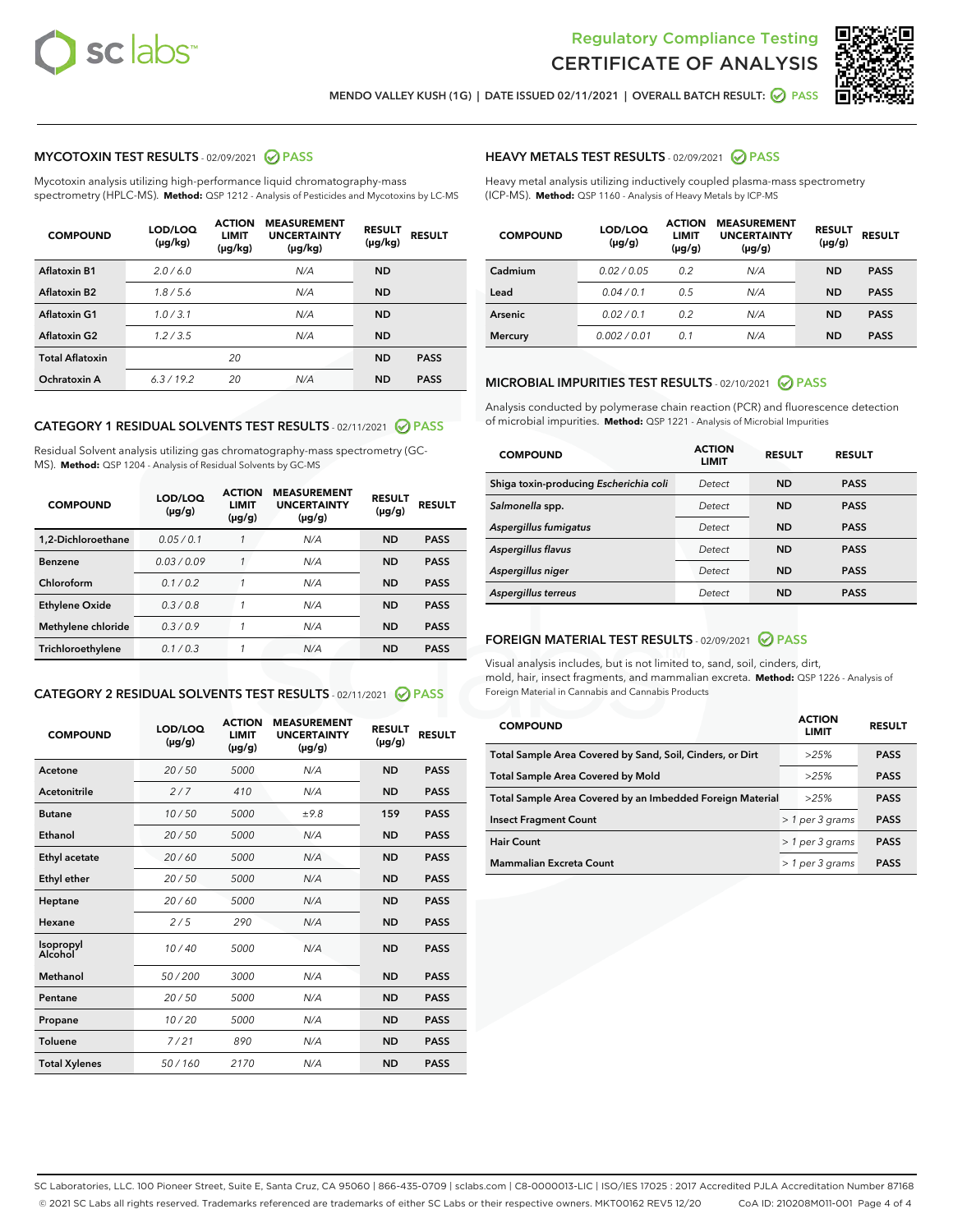Regulatory Compliance Testing
# CERTIFICATE OF ANALYSIS

MENDO VALLEY KUSH (1G) | DATE ISSUED 02/11/2021 | OVERALL BATCH RESULT: PASS

## MYCOTOXIN TEST RESULTS - 02/09/2021 PASS

Mycotoxin analysis utilizing high-performance liquid chromatography-mass spectrometry (HPLC-MS). **Method:** QSP 1212 - Analysis of Pesticides and Mycotoxins by LC-MS

| COMPOUND | LOD/LOQ (µg/kg) | ACTION LIMIT (µg/kg) | MEASUREMENT UNCERTAINTY (µg/kg) | RESULT (µg/kg) | RESULT |
|---|---|---|---|---|---|
| Aflatoxin B1 | 2.0 / 6.0 | | N/A | ND | |
| Aflatoxin B2 | 1.8 / 5.6 | | N/A | ND | |
| Aflatoxin G1 | 1.0 / 3.1 | | N/A | ND | |
| Aflatoxin G2 | 1.2 / 3.5 | | N/A | ND | |
| Total Aflatoxin | | 20 | | ND | PASS |
| Ochratoxin A | 6.3 / 19.2 | 20 | N/A | ND | PASS |

## CATEGORY 1 RESIDUAL SOLVENTS TEST RESULTS - 02/11/2021 PASS

Residual Solvent analysis utilizing gas chromatography-mass spectrometry (GC-MS). **Method:** QSP 1204 - Analysis of Residual Solvents by GC-MS

| COMPOUND | LOD/LOQ (µg/g) | ACTION LIMIT (µg/g) | MEASUREMENT UNCERTAINTY (µg/g) | RESULT (µg/g) | RESULT |
|---|---|---|---|---|---|
| 1,2-Dichloroethane | 0.05 / 0.1 | 1 | N/A | ND | PASS |
| Benzene | 0.03 / 0.09 | 1 | N/A | ND | PASS |
| Chloroform | 0.1 / 0.2 | 1 | N/A | ND | PASS |
| Ethylene Oxide | 0.3 / 0.8 | 1 | N/A | ND | PASS |
| Methylene chloride | 0.3 / 0.9 | 1 | N/A | ND | PASS |
| Trichloroethylene | 0.1 / 0.3 | 1 | N/A | ND | PASS |

## CATEGORY 2 RESIDUAL SOLVENTS TEST RESULTS - 02/11/2021 PASS

| COMPOUND | LOD/LOQ (µg/g) | ACTION LIMIT (µg/g) | MEASUREMENT UNCERTAINTY (µg/g) | RESULT (µg/g) | RESULT |
|---|---|---|---|---|---|
| Acetone | 20 / 50 | 5000 | N/A | ND | PASS |
| Acetonitrile | 2 / 7 | 410 | N/A | ND | PASS |
| Butane | 10 / 50 | 5000 | ±9.8 | 159 | PASS |
| Ethanol | 20 / 50 | 5000 | N/A | ND | PASS |
| Ethyl acetate | 20 / 60 | 5000 | N/A | ND | PASS |
| Ethyl ether | 20 / 50 | 5000 | N/A | ND | PASS |
| Heptane | 20 / 60 | 5000 | N/A | ND | PASS |
| Hexane | 2 / 5 | 290 | N/A | ND | PASS |
| Isopropyl Alcohol | 10 / 40 | 5000 | N/A | ND | PASS |
| Methanol | 50 / 200 | 3000 | N/A | ND | PASS |
| Pentane | 20 / 50 | 5000 | N/A | ND | PASS |
| Propane | 10 / 20 | 5000 | N/A | ND | PASS |
| Toluene | 7 / 21 | 890 | N/A | ND | PASS |
| Total Xylenes | 50 / 160 | 2170 | N/A | ND | PASS |

## HEAVY METALS TEST RESULTS - 02/09/2021 PASS

Heavy metal analysis utilizing inductively coupled plasma-mass spectrometry (ICP-MS). **Method:** QSP 1160 - Analysis of Heavy Metals by ICP-MS

| COMPOUND | LOD/LOQ (µg/g) | ACTION LIMIT (µg/g) | MEASUREMENT UNCERTAINTY (µg/g) | RESULT (µg/g) | RESULT |
|---|---|---|---|---|---|
| Cadmium | 0.02 / 0.05 | 0.2 | N/A | ND | PASS |
| Lead | 0.04 / 0.1 | 0.5 | N/A | ND | PASS |
| Arsenic | 0.02 / 0.1 | 0.2 | N/A | ND | PASS |
| Mercury | 0.002 / 0.01 | 0.1 | N/A | ND | PASS |

## MICROBIAL IMPURITIES TEST RESULTS - 02/10/2021 PASS

Analysis conducted by polymerase chain reaction (PCR) and fluorescence detection of microbial impurities. **Method:** QSP 1221 - Analysis of Microbial Impurities

| COMPOUND | ACTION LIMIT | RESULT | RESULT |
|---|---|---|---|
| Shiga toxin-producing *Escherichia coli* | Detect | ND | PASS |
| *Salmonella* spp. | Detect | ND | PASS |
| *Aspergillus fumigatus* | Detect | ND | PASS |
| *Aspergillus flavus* | Detect | ND | PASS |
| *Aspergillus niger* | Detect | ND | PASS |
| *Aspergillus terreus* | Detect | ND | PASS |

## FOREIGN MATERIAL TEST RESULTS - 02/09/2021 PASS

Visual analysis includes, but is not limited to, sand, soil, cinders, dirt, mold, hair, insect fragments, and mammalian excreta. **Method:** QSP 1226 - Analysis of Foreign Material in Cannabis and Cannabis Products

| COMPOUND | ACTION LIMIT | RESULT |
|---|---|---|
| Total Sample Area Covered by Sand, Soil, Cinders, or Dirt | >25% | PASS |
| Total Sample Area Covered by Mold | >25% | PASS |
| Total Sample Area Covered by an Imbedded Foreign Material | >25% | PASS |
| Insect Fragment Count | > 1 per 3 grams | PASS |
| Hair Count | > 1 per 3 grams | PASS |
| Mammalian Excreta Count | > 1 per 3 grams | PASS |

SC Laboratories, LLC. 100 Pioneer Street, Suite E, Santa Cruz, CA 95060 | 866-435-0709 | sclabs.com | C8-0000013-LIC | ISO/IES 17025 : 2017 Accredited PJLA Accreditation Number 87168
© 2021 SC Labs all rights reserved. Trademarks referenced are trademarks of either SC Labs or their respective owners. MKT00162 REV5 12/20 CoA ID: 210208M011-001